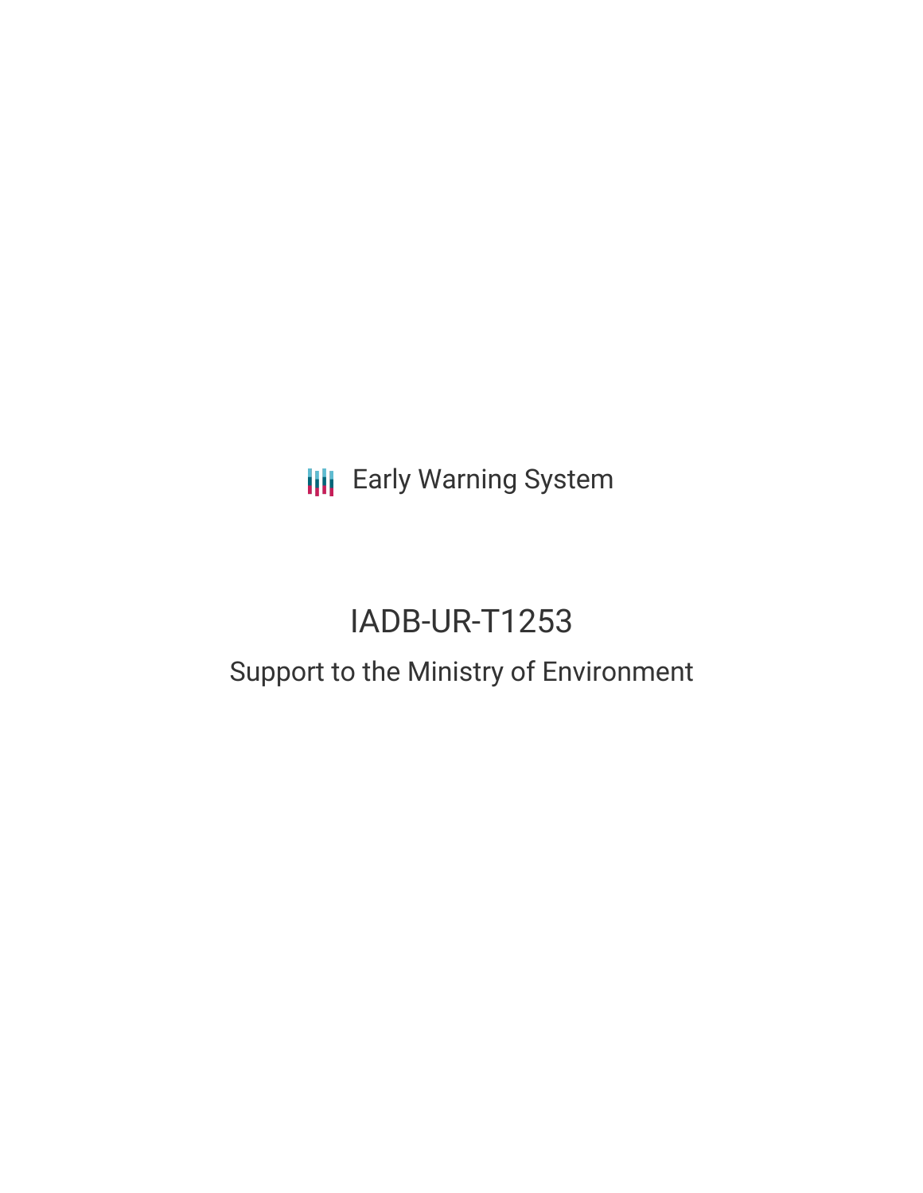Early Warning System

# IADB-UR-T1253

## Support to the Ministry of Environment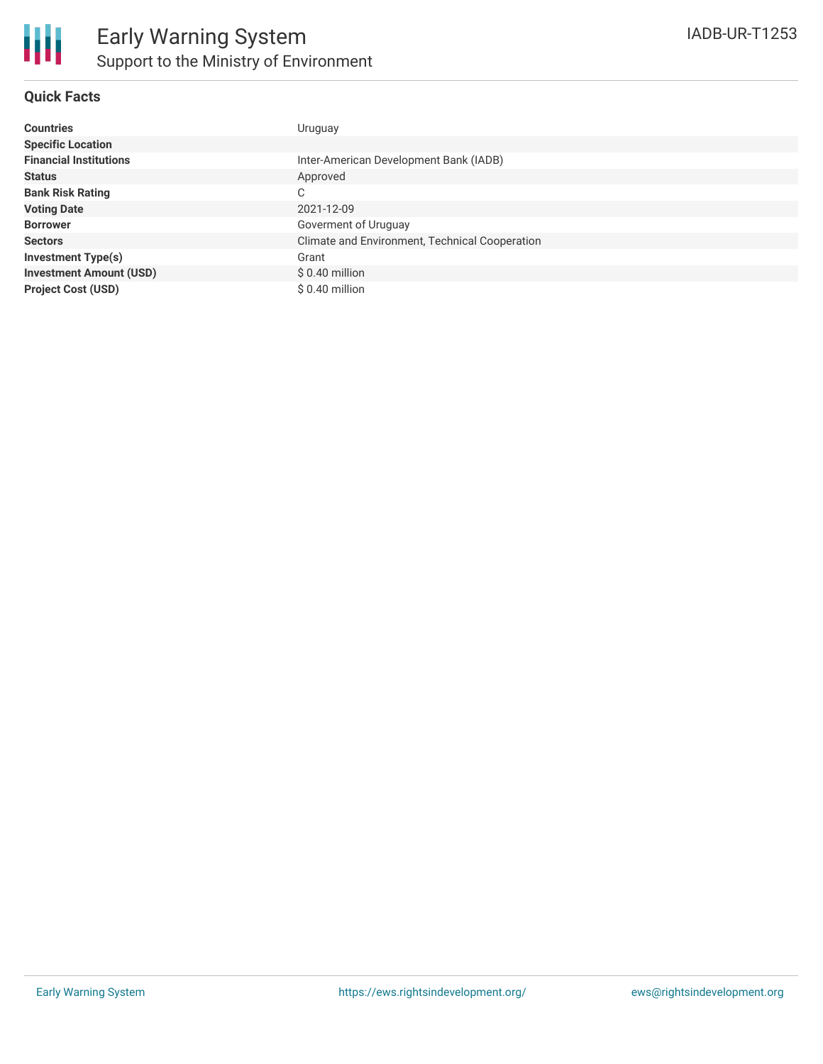# Early Warning System

## Support to the Ministry of Environment

IADB-UR-T1253

### Quick Facts

| | |
|---|---|
| **Countries** | Uruguay |
| **Specific Location** | |
| **Financial Institutions** | Inter-American Development Bank (IADB) |
| **Status** | Approved |
| **Bank Risk Rating** | C |
| **Voting Date** | 2021-12-09 |
| **Borrower** | Goverment of Uruguay |
| **Sectors** | Climate and Environment, Technical Cooperation |
| **Investment Type(s)** | Grant |
| **Investment Amount (USD)** | $ 0.40 million |
| **Project Cost (USD)** | $ 0.40 million |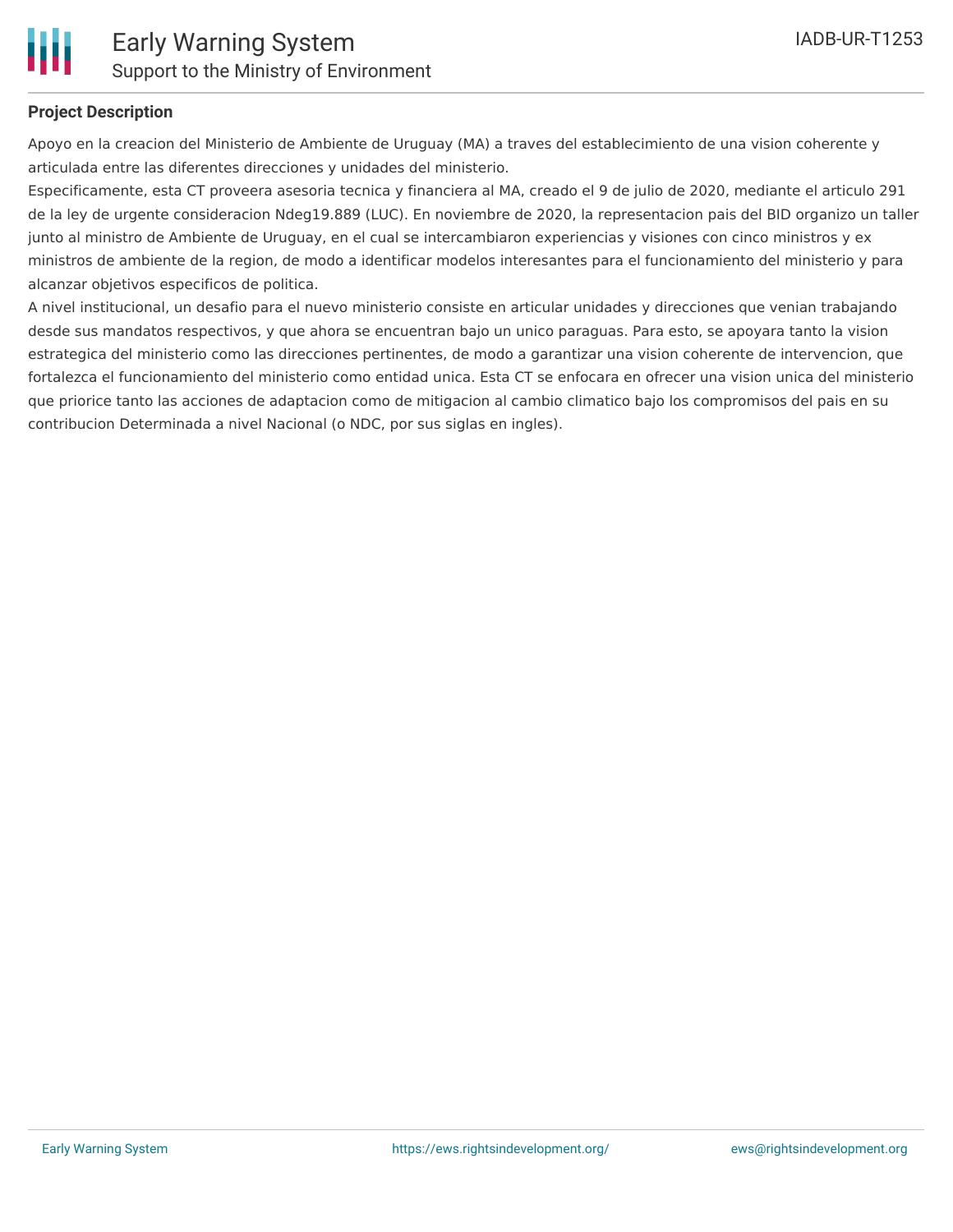**Project Description**

Apoyo en la creacion del Ministerio de Ambiente de Uruguay (MA) a traves del establecimiento de una vision coherente y articulada entre las diferentes direcciones y unidades del ministerio.

Especificamente, esta CT proveera asesoria tecnica y financiera al MA, creado el 9 de julio de 2020, mediante el articulo 291 de la ley de urgente consideracion Ndeg19.889 (LUC). En noviembre de 2020, la representacion pais del BID organizo un taller junto al ministro de Ambiente de Uruguay, en el cual se intercambiaron experiencias y visiones con cinco ministros y ex ministros de ambiente de la region, de modo a identificar modelos interesantes para el funcionamiento del ministerio y para alcanzar objetivos especificos de politica.

A nivel institucional, un desafio para el nuevo ministerio consiste en articular unidades y direcciones que venian trabajando desde sus mandatos respectivos, y que ahora se encuentran bajo un unico paraguas. Para esto, se apoyara tanto la vision estrategica del ministerio como las direcciones pertinentes, de modo a garantizar una vision coherente de intervencion, que fortalezca el funcionamiento del ministerio como entidad unica. Esta CT se enfocara en ofrecer una vision unica del ministerio que priorice tanto las acciones de adaptacion como de mitigacion al cambio climatico bajo los compromisos del pais en su contribucion Determinada a nivel Nacional (o NDC, por sus siglas en ingles).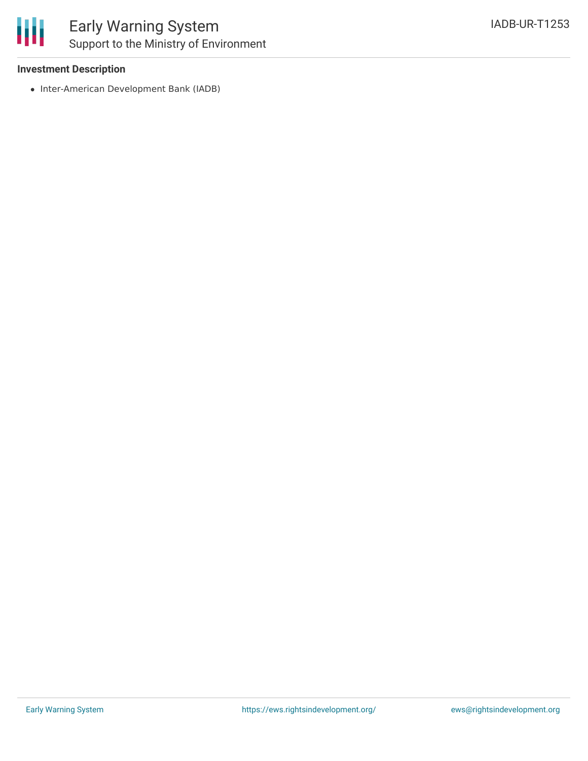### Investment Description

- Inter-American Development Bank (IADB)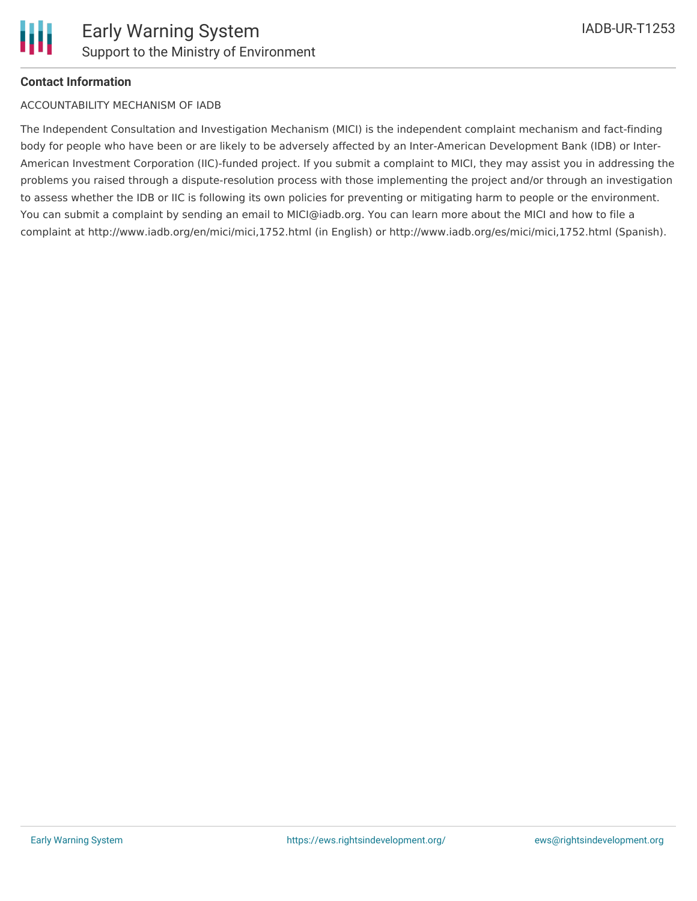**Contact Information**

ACCOUNTABILITY MECHANISM OF IADB

The Independent Consultation and Investigation Mechanism (MICI) is the independent complaint mechanism and fact-finding body for people who have been or are likely to be adversely affected by an Inter-American Development Bank (IDB) or Inter-American Investment Corporation (IIC)-funded project. If you submit a complaint to MICI, they may assist you in addressing the problems you raised through a dispute-resolution process with those implementing the project and/or through an investigation to assess whether the IDB or IIC is following its own policies for preventing or mitigating harm to people or the environment. You can submit a complaint by sending an email to MICI@iadb.org. You can learn more about the MICI and how to file a complaint at http://www.iadb.org/en/mici/mici,1752.html (in English) or http://www.iadb.org/es/mici/mici,1752.html (Spanish).